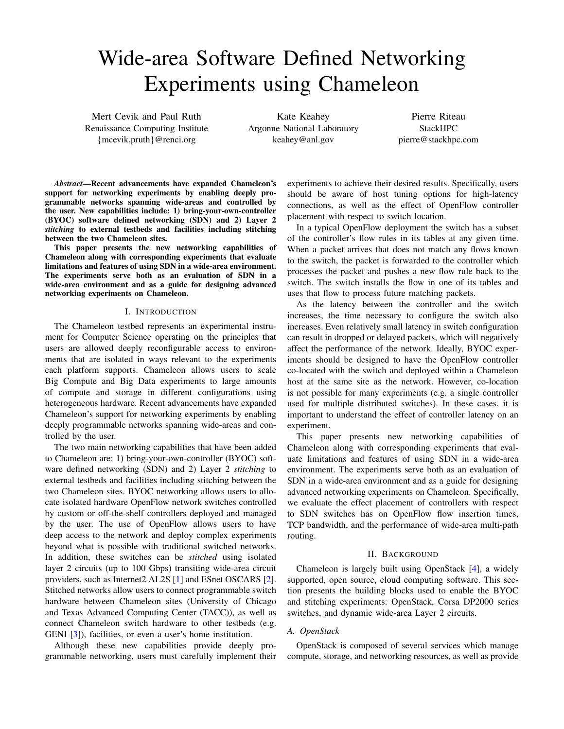# Wide-area Software Defined Networking Experiments using Chameleon

Mert Cevik and Paul Ruth
Renaissance Computing Institute
{mcevik,pruth}@renci.org

Kate Keahey
Argonne National Laboratory
keahey@anl.gov

Pierre Riteau
StackHPC
pierre@stackhpc.com

***Abstract*—Recent advancements have expanded Chameleon's support for networking experiments by enabling deeply programmable networks spanning wide-areas and controlled by the user. New capabilities include: 1) bring-your-own-controller (BYOC) software defined networking (SDN) and 2) Layer 2 *stitching* to external testbeds and facilities including stitching between the two Chameleon sites.**

**This paper presents the new networking capabilities of Chameleon along with corresponding experiments that evaluate limitations and features of using SDN in a wide-area environment. The experiments serve both as an evaluation of SDN in a wide-area environment and as a guide for designing advanced networking experiments on Chameleon.**

## I. Introduction

The Chameleon testbed represents an experimental instrument for Computer Science operating on the principles that users are allowed deeply reconfigurable access to environments that are isolated in ways relevant to the experiments each platform supports. Chameleon allows users to scale Big Compute and Big Data experiments to large amounts of compute and storage in different configurations using heterogeneous hardware. Recent advancements have expanded Chameleon's support for networking experiments by enabling deeply programmable networks spanning wide-areas and controlled by the user.

The two main networking capabilities that have been added to Chameleon are: 1) bring-your-own-controller (BYOC) software defined networking (SDN) and 2) Layer 2 *stitching* to external testbeds and facilities including stitching between the two Chameleon sites. BYOC networking allows users to allocate isolated hardware OpenFlow network switches controlled by custom or off-the-shelf controllers deployed and managed by the user. The use of OpenFlow allows users to have deep access to the network and deploy complex experiments beyond what is possible with traditional switched networks. In addition, these switches can be *stitched* using isolated layer 2 circuits (up to 100 Gbps) transiting wide-area circuit providers, such as Internet2 AL2S [1] and ESnet OSCARS [2]. Stitched networks allow users to connect programmable switch hardware between Chameleon sites (University of Chicago and Texas Advanced Computing Center (TACC)), as well as connect Chameleon switch hardware to other testbeds (e.g. GENI [3]), facilities, or even a user's home institution.

Although these new capabilities provide deeply programmable networking, users must carefully implement their experiments to achieve their desired results. Specifically, users should be aware of host tuning options for high-latency connections, as well as the effect of OpenFlow controller placement with respect to switch location.

In a typical OpenFlow deployment the switch has a subset of the controller's flow rules in its tables at any given time. When a packet arrives that does not match any flows known to the switch, the packet is forwarded to the controller which processes the packet and pushes a new flow rule back to the switch. The switch installs the flow in one of its tables and uses that flow to process future matching packets.

As the latency between the controller and the switch increases, the time necessary to configure the switch also increases. Even relatively small latency in switch configuration can result in dropped or delayed packets, which will negatively affect the performance of the network. Ideally, BYOC experiments should be designed to have the OpenFlow controller co-located with the switch and deployed within a Chameleon host at the same site as the network. However, co-location is not possible for many experiments (e.g. a single controller used for multiple distributed switches). In these cases, it is important to understand the effect of controller latency on an experiment.

This paper presents new networking capabilities of Chameleon along with corresponding experiments that evaluate limitations and features of using SDN in a wide-area environment. The experiments serve both as an evaluation of SDN in a wide-area environment and as a guide for designing advanced networking experiments on Chameleon. Specifically, we evaluate the effect placement of controllers with respect to SDN switches has on OpenFlow flow insertion times, TCP bandwidth, and the performance of wide-area multi-path routing.

## II. Background

Chameleon is largely built using OpenStack [4], a widely supported, open source, cloud computing software. This section presents the building blocks used to enable the BYOC and stitching experiments: OpenStack, Corsa DP2000 series switches, and dynamic wide-area Layer 2 circuits.

### A. OpenStack

OpenStack is composed of several services which manage compute, storage, and networking resources, as well as provide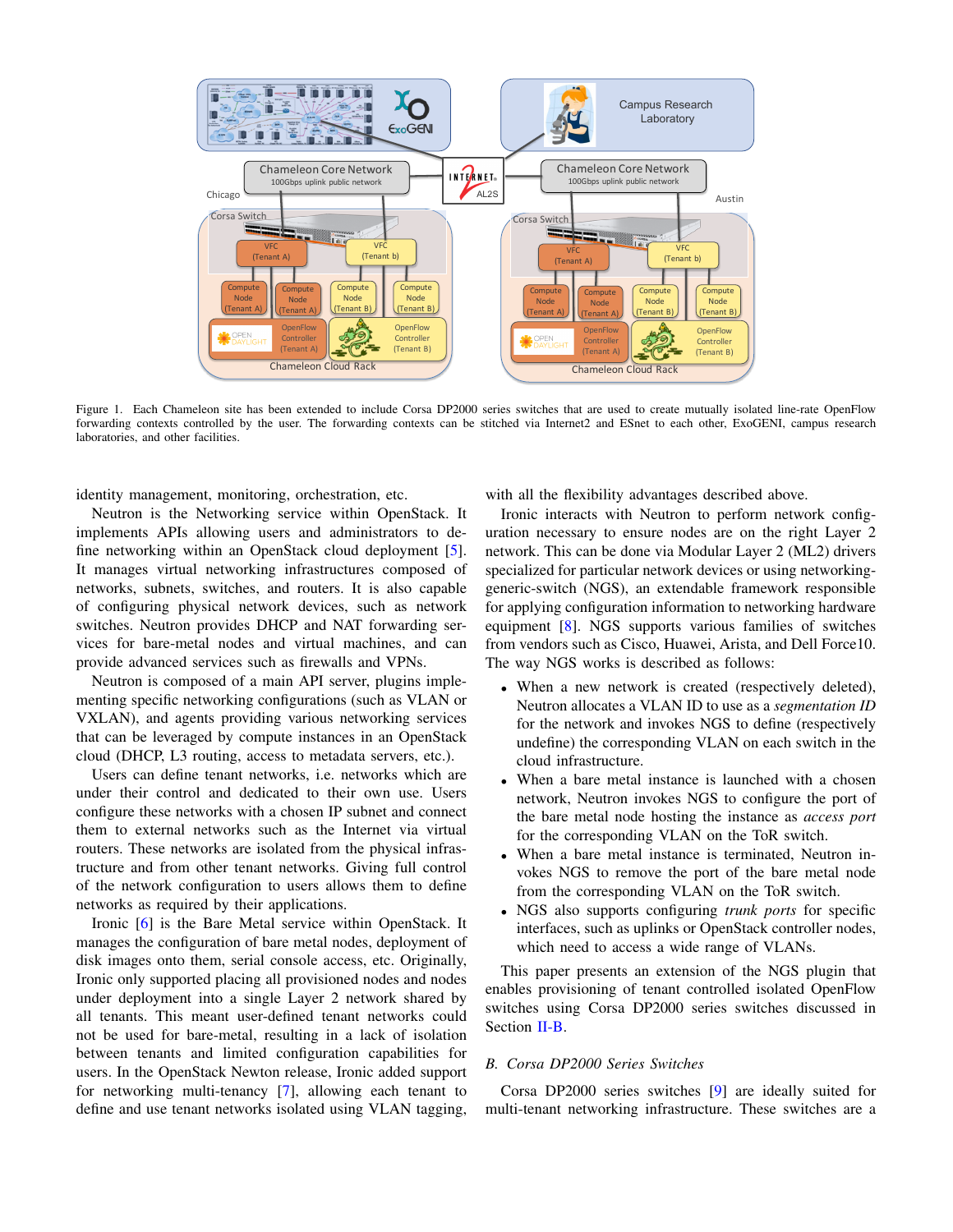Figure 1. Each Chameleon site has been extended to include Corsa DP2000 series switches that are used to create mutually isolated line-rate OpenFlow forwarding contexts controlled by the user. The forwarding contexts can be stitched via Internet2 and ESnet to each other, ExoGENI, campus research laboratories, and other facilities.

identity management, monitoring, orchestration, etc.

Neutron is the Networking service within OpenStack. It implements APIs allowing users and administrators to define networking within an OpenStack cloud deployment [5]. It manages virtual networking infrastructures composed of networks, subnets, switches, and routers. It is also capable of configuring physical network devices, such as network switches. Neutron provides DHCP and NAT forwarding services for bare-metal nodes and virtual machines, and can provide advanced services such as firewalls and VPNs.

Neutron is composed of a main API server, plugins implementing specific networking configurations (such as VLAN or VXLAN), and agents providing various networking services that can be leveraged by compute instances in an OpenStack cloud (DHCP, L3 routing, access to metadata servers, etc.).

Users can define tenant networks, i.e. networks which are under their control and dedicated to their own use. Users configure these networks with a chosen IP subnet and connect them to external networks such as the Internet via virtual routers. These networks are isolated from the physical infrastructure and from other tenant networks. Giving full control of the network configuration to users allows them to define networks as required by their applications.

Ironic [6] is the Bare Metal service within OpenStack. It manages the configuration of bare metal nodes, deployment of disk images onto them, serial console access, etc. Originally, Ironic only supported placing all provisioned nodes and nodes under deployment into a single Layer 2 network shared by all tenants. This meant user-defined tenant networks could not be used for bare-metal, resulting in a lack of isolation between tenants and limited configuration capabilities for users. In the OpenStack Newton release, Ironic added support for networking multi-tenancy [7], allowing each tenant to define and use tenant networks isolated using VLAN tagging, with all the flexibility advantages described above.

Ironic interacts with Neutron to perform network configuration necessary to ensure nodes are on the right Layer 2 network. This can be done via Modular Layer 2 (ML2) drivers specialized for particular network devices or using networking-generic-switch (NGS), an extendable framework responsible for applying configuration information to networking hardware equipment [8]. NGS supports various families of switches from vendors such as Cisco, Huawei, Arista, and Dell Force10. The way NGS works is described as follows:

- When a new network is created (respectively deleted), Neutron allocates a VLAN ID to use as a *segmentation ID* for the network and invokes NGS to define (respectively undefine) the corresponding VLAN on each switch in the cloud infrastructure.
- When a bare metal instance is launched with a chosen network, Neutron invokes NGS to configure the port of the bare metal node hosting the instance as *access port* for the corresponding VLAN on the ToR switch.
- When a bare metal instance is terminated, Neutron invokes NGS to remove the port of the bare metal node from the corresponding VLAN on the ToR switch.
- NGS also supports configuring *trunk ports* for specific interfaces, such as uplinks or OpenStack controller nodes, which need to access a wide range of VLANs.

This paper presents an extension of the NGS plugin that enables provisioning of tenant controlled isolated OpenFlow switches using Corsa DP2000 series switches discussed in Section II-B.

### *B. Corsa DP2000 Series Switches*

Corsa DP2000 series switches [9] are ideally suited for multi-tenant networking infrastructure. These switches are a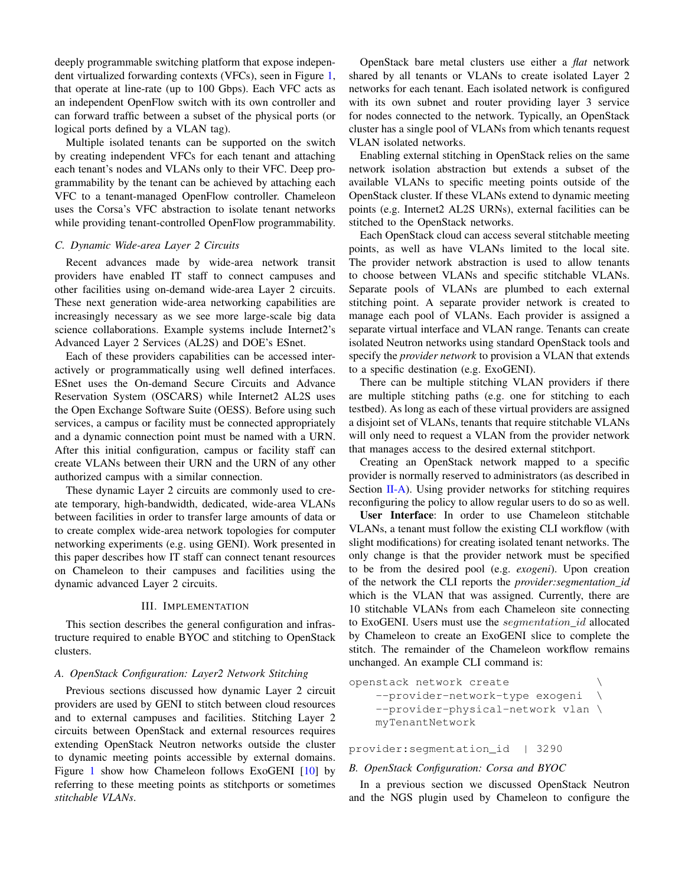deeply programmable switching platform that expose independent virtualized forwarding contexts (VFCs), seen in Figure 1, that operate at line-rate (up to 100 Gbps). Each VFC acts as an independent OpenFlow switch with its own controller and can forward traffic between a subset of the physical ports (or logical ports defined by a VLAN tag).

Multiple isolated tenants can be supported on the switch by creating independent VFCs for each tenant and attaching each tenant's nodes and VLANs only to their VFC. Deep programmability by the tenant can be achieved by attaching each VFC to a tenant-managed OpenFlow controller. Chameleon uses the Corsa's VFC abstraction to isolate tenant networks while providing tenant-controlled OpenFlow programmability.

### C. Dynamic Wide-area Layer 2 Circuits

Recent advances made by wide-area network transit providers have enabled IT staff to connect campuses and other facilities using on-demand wide-area Layer 2 circuits. These next generation wide-area networking capabilities are increasingly necessary as we see more large-scale big data science collaborations. Example systems include Internet2's Advanced Layer 2 Services (AL2S) and DOE's ESnet.

Each of these providers capabilities can be accessed interactively or programmatically using well defined interfaces. ESnet uses the On-demand Secure Circuits and Advance Reservation System (OSCARS) while Internet2 AL2S uses the Open Exchange Software Suite (OESS). Before using such services, a campus or facility must be connected appropriately and a dynamic connection point must be named with a URN. After this initial configuration, campus or facility staff can create VLANs between their URN and the URN of any other authorized campus with a similar connection.

These dynamic Layer 2 circuits are commonly used to create temporary, high-bandwidth, dedicated, wide-area VLANs between facilities in order to transfer large amounts of data or to create complex wide-area network topologies for computer networking experiments (e.g. using GENI). Work presented in this paper describes how IT staff can connect tenant resources on Chameleon to their campuses and facilities using the dynamic advanced Layer 2 circuits.

## III. Implementation

This section describes the general configuration and infrastructure required to enable BYOC and stitching to OpenStack clusters.

### A. OpenStack Configuration: Layer2 Network Stitching

Previous sections discussed how dynamic Layer 2 circuit providers are used by GENI to stitch between cloud resources and to external campuses and facilities. Stitching Layer 2 circuits between OpenStack and external resources requires extending OpenStack Neutron networks outside the cluster to dynamic meeting points accessible by external domains. Figure 1 show how Chameleon follows ExoGENI [10] by referring to these meeting points as stitchports or sometimes *stitchable VLANs*.

OpenStack bare metal clusters use either a *flat* network shared by all tenants or VLANs to create isolated Layer 2 networks for each tenant. Each isolated network is configured with its own subnet and router providing layer 3 service for nodes connected to the network. Typically, an OpenStack cluster has a single pool of VLANs from which tenants request VLAN isolated networks.

Enabling external stitching in OpenStack relies on the same network isolation abstraction but extends a subset of the available VLANs to specific meeting points outside of the OpenStack cluster. If these VLANs extend to dynamic meeting points (e.g. Internet2 AL2S URNs), external facilities can be stitched to the OpenStack networks.

Each OpenStack cloud can access several stitchable meeting points, as well as have VLANs limited to the local site. The provider network abstraction is used to allow tenants to choose between VLANs and specific stitchable VLANs. Separate pools of VLANs are plumbed to each external stitching point. A separate provider network is created to manage each pool of VLANs. Each provider is assigned a separate virtual interface and VLAN range. Tenants can create isolated Neutron networks using standard OpenStack tools and specify the *provider network* to provision a VLAN that extends to a specific destination (e.g. ExoGENI).

There can be multiple stitching VLAN providers if there are multiple stitching paths (e.g. one for stitching to each testbed). As long as each of these virtual providers are assigned a disjoint set of VLANs, tenants that require stitchable VLANs will only need to request a VLAN from the provider network that manages access to the desired external stitchport.

Creating an OpenStack network mapped to a specific provider is normally reserved to administrators (as described in Section II-A). Using provider networks for stitching requires reconfiguring the policy to allow regular users to do so as well.

**User Interface**: In order to use Chameleon stitchable VLANs, a tenant must follow the existing CLI workflow (with slight modifications) for creating isolated tenant networks. The only change is that the provider network must be specified to be from the desired pool (e.g. *exogeni*). Upon creation of the network the CLI reports the *provider:segmentation_id* which is the VLAN that was assigned. Currently, there are 10 stitchable VLANs from each Chameleon site connecting to ExoGENI. Users must use the *segmentation_id* allocated by Chameleon to create an ExoGENI slice to complete the stitch. The remainder of the Chameleon workflow remains unchanged. An example CLI command is:

```
openstack network create               \
    --provider-network-type exogeni   \
    --provider-physical-network vlan \
    myTenantNetwork

provider:segmentation_id  | 3290
```

### B. OpenStack Configuration: Corsa and BYOC

In a previous section we discussed OpenStack Neutron and the NGS plugin used by Chameleon to configure the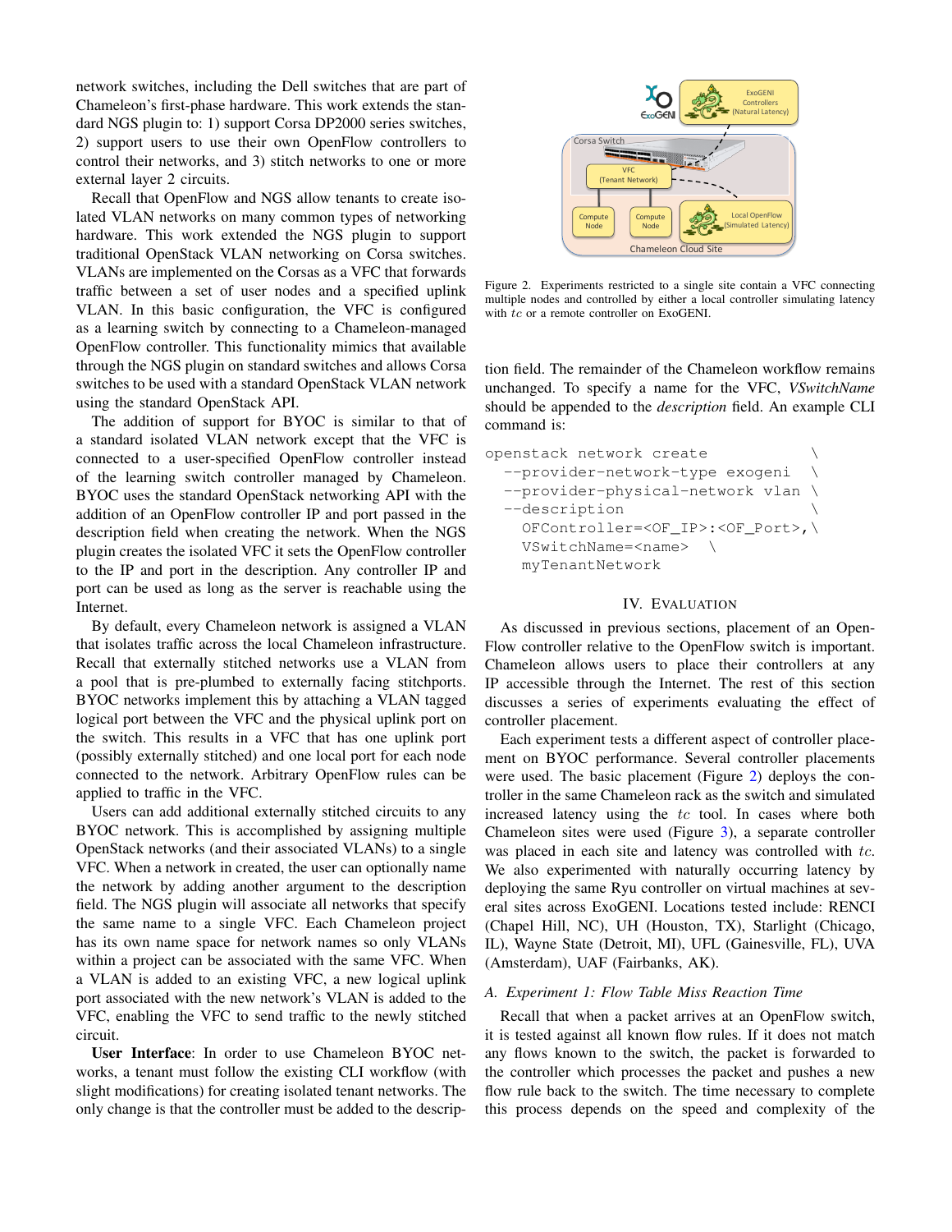network switches, including the Dell switches that are part of Chameleon's first-phase hardware. This work extends the standard NGS plugin to: 1) support Corsa DP2000 series switches, 2) support users to use their own OpenFlow controllers to control their networks, and 3) stitch networks to one or more external layer 2 circuits.

Recall that OpenFlow and NGS allow tenants to create isolated VLAN networks on many common types of networking hardware. This work extended the NGS plugin to support traditional OpenStack VLAN networking on Corsa switches. VLANs are implemented on the Corsas as a VFC that forwards traffic between a set of user nodes and a specified uplink VLAN. In this basic configuration, the VFC is configured as a learning switch by connecting to a Chameleon-managed OpenFlow controller. This functionality mimics that available through the NGS plugin on standard switches and allows Corsa switches to be used with a standard OpenStack VLAN network using the standard OpenStack API.

The addition of support for BYOC is similar to that of a standard isolated VLAN network except that the VFC is connected to a user-specified OpenFlow controller instead of the learning switch controller managed by Chameleon. BYOC uses the standard OpenStack networking API with the addition of an OpenFlow controller IP and port passed in the description field when creating the network. When the NGS plugin creates the isolated VFC it sets the OpenFlow controller to the IP and port in the description. Any controller IP and port can be used as long as the server is reachable using the Internet.

By default, every Chameleon network is assigned a VLAN that isolates traffic across the local Chameleon infrastructure. Recall that externally stitched networks use a VLAN from a pool that is pre-plumbed to externally facing stitchports. BYOC networks implement this by attaching a VLAN tagged logical port between the VFC and the physical uplink port on the switch. This results in a VFC that has one uplink port (possibly externally stitched) and one local port for each node connected to the network. Arbitrary OpenFlow rules can be applied to traffic in the VFC.

Users can add additional externally stitched circuits to any BYOC network. This is accomplished by assigning multiple OpenStack networks (and their associated VLANs) to a single VFC. When a network in created, the user can optionally name the network by adding another argument to the description field. The NGS plugin will associate all networks that specify the same name to a single VFC. Each Chameleon project has its own name space for network names so only VLANs within a project can be associated with the same VFC. When a VLAN is added to an existing VFC, a new logical uplink port associated with the new network's VLAN is added to the VFC, enabling the VFC to send traffic to the newly stitched circuit.

**User Interface**: In order to use Chameleon BYOC networks, a tenant must follow the existing CLI workflow (with slight modifications) for creating isolated tenant networks. The only change is that the controller must be added to the description field. The remainder of the Chameleon workflow remains unchanged. To specify a name for the VFC, *VSwitchName* should be appended to the *description* field. An example CLI command is:

Figure 2. Experiments restricted to a single site contain a VFC connecting multiple nodes and controlled by either a local controller simulating latency with *tc* or a remote controller on ExoGENI.

```
openstack network create                 \
  --provider-network-type exogeni        \
  --provider-physical-network vlan       \
  --description                          \
    OFController=<OF_IP>:<OF_Port>,\
    VSwitchName=<name>    \
    myTenantNetwork
```

## IV. Evaluation

As discussed in previous sections, placement of an OpenFlow controller relative to the OpenFlow switch is important. Chameleon allows users to place their controllers at any IP accessible through the Internet. The rest of this section discusses a series of experiments evaluating the effect of controller placement.

Each experiment tests a different aspect of controller placement on BYOC performance. Several controller placements were used. The basic placement (Figure 2) deploys the controller in the same Chameleon rack as the switch and simulated increased latency using the *tc* tool. In cases where both Chameleon sites were used (Figure 3), a separate controller was placed in each site and latency was controlled with *tc*. We also experimented with naturally occurring latency by deploying the same Ryu controller on virtual machines at several sites across ExoGENI. Locations tested include: RENCI (Chapel Hill, NC), UH (Houston, TX), Starlight (Chicago, IL), Wayne State (Detroit, MI), UFL (Gainesville, FL), UVA (Amsterdam), UAF (Fairbanks, AK).

### A. Experiment 1: Flow Table Miss Reaction Time

Recall that when a packet arrives at an OpenFlow switch, it is tested against all known flow rules. If it does not match any flows known to the switch, the packet is forwarded to the controller which processes the packet and pushes a new flow rule back to the switch. The time necessary to complete this process depends on the speed and complexity of the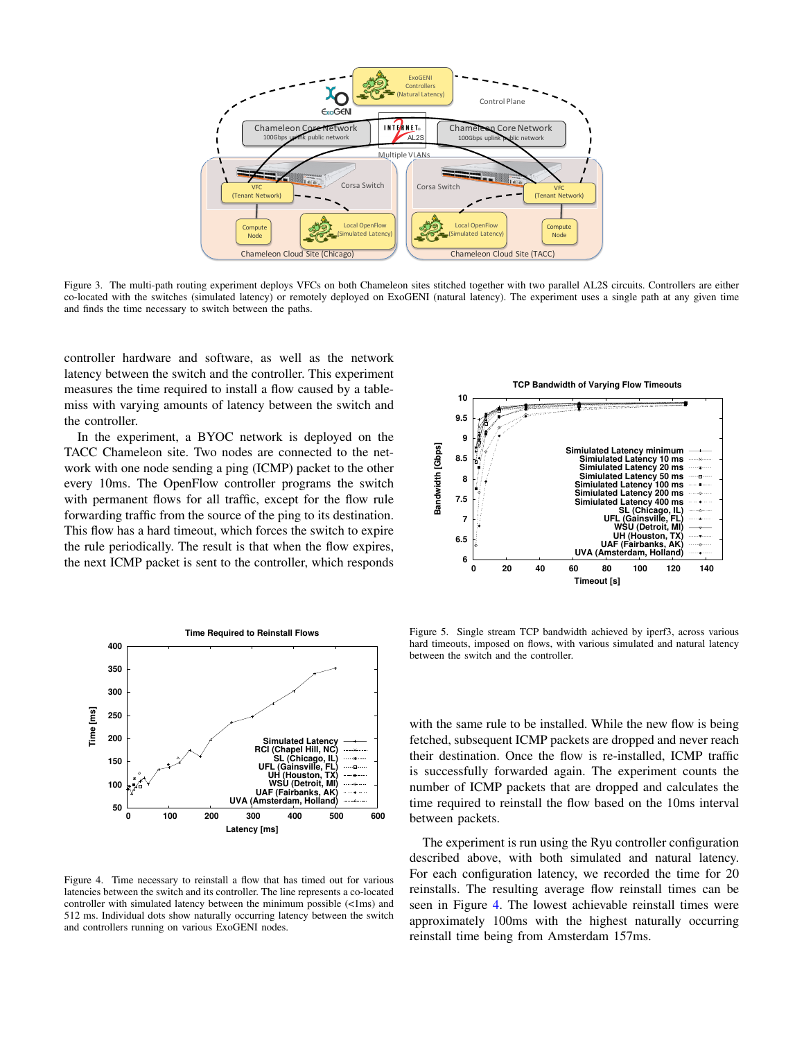Figure 3. The multi-path routing experiment deploys VFCs on both Chameleon sites stitched together with two parallel AL2S circuits. Controllers are either co-located with the switches (simulated latency) or remotely deployed on ExoGENI (natural latency). The experiment uses a single path at any given time and finds the time necessary to switch between the paths.

controller hardware and software, as well as the network latency between the switch and the controller. This experiment measures the time required to install a flow caused by a table-miss with varying amounts of latency between the switch and the controller.

In the experiment, a BYOC network is deployed on the TACC Chameleon site. Two nodes are connected to the network with one node sending a ping (ICMP) packet to the other every 10ms. The OpenFlow controller programs the switch with permanent flows for all traffic, except for the flow rule forwarding traffic from the source of the ping to its destination. This flow has a hard timeout, which forces the switch to expire the rule periodically. The result is that when the flow expires, the next ICMP packet is sent to the controller, which responds with the same rule to be installed. While the new flow is being fetched, subsequent ICMP packets are dropped and never reach their destination. Once the flow is re-installed, ICMP traffic is successfully forwarded again. The experiment counts the number of ICMP packets that are dropped and calculates the time required to reinstall the flow based on the 10ms interval between packets.

The experiment is run using the Ryu controller configuration described above, with both simulated and natural latency. For each configuration latency, we recorded the time for 20 reinstalls. The resulting average flow reinstall times can be seen in Figure 4. The lowest achievable reinstall times were approximately 100ms with the highest naturally occurring reinstall time being from Amsterdam 157ms.

Figure 4. Time necessary to reinstall a flow that has timed out for various latencies between the switch and its controller. The line represents a co-located controller with simulated latency between the minimum possible (<1ms) and 512 ms. Individual dots show naturally occurring latency between the switch and controllers running on various ExoGENI nodes.

Figure 5. Single stream TCP bandwidth achieved by iperf3, across various hard timeouts, imposed on flows, with various simulated and natural latency between the switch and the controller.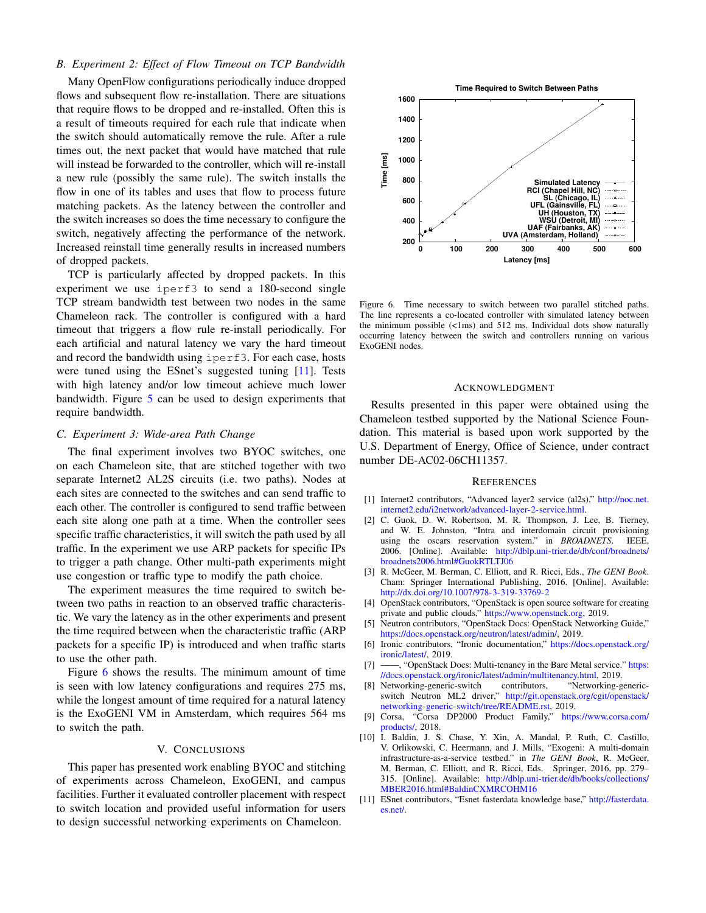### B. Experiment 2: Effect of Flow Timeout on TCP Bandwidth

Many OpenFlow configurations periodically induce dropped flows and subsequent flow re-installation. There are situations that require flows to be dropped and re-installed. Often this is a result of timeouts required for each rule that indicate when the switch should automatically remove the rule. After a rule times out, the next packet that would have matched that rule will instead be forwarded to the controller, which will re-install a new rule (possibly the same rule). The switch installs the flow in one of its tables and uses that flow to process future matching packets. As the latency between the controller and the switch increases so does the time necessary to configure the switch, negatively affecting the performance of the network. Increased reinstall time generally results in increased numbers of dropped packets.

TCP is particularly affected by dropped packets. In this experiment we use iperf3 to send a 180-second single TCP stream bandwidth test between two nodes in the same Chameleon rack. The controller is configured with a hard timeout that triggers a flow rule re-install periodically. For each artificial and natural latency we vary the hard timeout and record the bandwidth using iperf3. For each case, hosts were tuned using the ESnet's suggested tuning [11]. Tests with high latency and/or low timeout achieve much lower bandwidth. Figure 5 can be used to design experiments that require bandwidth.

### C. Experiment 3: Wide-area Path Change

The final experiment involves two BYOC switches, one on each Chameleon site, that are stitched together with two separate Internet2 AL2S circuits (i.e. two paths). Nodes at each sites are connected to the switches and can send traffic to each other. The controller is configured to send traffic between each site along one path at a time. When the controller sees specific traffic characteristics, it will switch the path used by all traffic. In the experiment we use ARP packets for specific IPs to trigger a path change. Other multi-path experiments might use congestion or traffic type to modify the path choice.

The experiment measures the time required to switch between two paths in reaction to an observed traffic characteristic. We vary the latency as in the other experiments and present the time required between when the characteristic traffic (ARP packets for a specific IP) is introduced and when traffic starts to use the other path.

Figure 6 shows the results. The minimum amount of time is seen with low latency configurations and requires 275 ms, while the longest amount of time required for a natural latency is the ExoGENI VM in Amsterdam, which requires 564 ms to switch the path.

## V. Conclusions

This paper has presented work enabling BYOC and stitching of experiments across Chameleon, ExoGENI, and campus facilities. Further it evaluated controller placement with respect to switch location and provided useful information for users to design successful networking experiments on Chameleon.

Time Required to Switch Between Paths

Time [ms]

1600
1400
1200
1000
800
600
400
200

Latency [ms]

0 100 200 300 400 500 600

Simulated Latency
RCI (Chapel Hill, NC)
SL (Chicago, IL)
UFL (Gainsville, FL)
UH (Houston, TX)
WSU (Detroit, MI)
UAF (Fairbanks, AK)
UVA (Amsterdam, Holland)

Figure 6. Time necessary to switch between two parallel stitched paths. The line represents a co-located controller with simulated latency between the minimum possible (<1ms) and 512 ms. Individual dots show naturally occurring latency between the switch and controllers running on various ExoGENI nodes.

## Acknowledgment

Results presented in this paper were obtained using the Chameleon testbed supported by the National Science Foundation. This material is based upon work supported by the U.S. Department of Energy, Office of Science, under contract number DE-AC02-06CH11357.

## References

[1] Internet2 contributors, "Advanced layer2 service (al2s)," http://noc.net.internet2.edu/i2network/advanced-layer-2-service.html.

[2] C. Guok, D. W. Robertson, M. R. Thompson, J. Lee, B. Tierney, and W. E. Johnston, "Intra and interdomain circuit provisioning using the oscars reservation system." in *BROADNETS*. IEEE, 2006. [Online]. Available: http://dblp.uni-trier.de/db/conf/broadnets/broadnets2006.html#GuokRTLTJ06

[3] R. McGeer, M. Berman, C. Elliott, and R. Ricci, Eds., *The GENI Book*. Cham: Springer International Publishing, 2016. [Online]. Available: http://dx.doi.org/10.1007/978-3-319-33769-2

[4] OpenStack contributors, "OpenStack is open source software for creating private and public clouds," https://www.openstack.org, 2019.

[5] Neutron contributors, "OpenStack Docs: OpenStack Networking Guide," https://docs.openstack.org/neutron/latest/admin/, 2019.

[6] Ironic contributors, "Ironic documentation," https://docs.openstack.org/ironic/latest/, 2019.

[7] ——, "OpenStack Docs: Multi-tenancy in the Bare Metal service." https://docs.openstack.org/ironic/latest/admin/multitenancy.html, 2019.

[8] Networking-generic-switch contributors, "Networking-generic-switch Neutron ML2 driver," http://git.openstack.org/cgit/openstack/networking-generic-switch/tree/README.rst, 2019.

[9] Corsa, "Corsa DP2000 Product Family," https://www.corsa.com/products/, 2018.

[10] I. Baldin, J. S. Chase, Y. Xin, A. Mandal, P. Ruth, C. Castillo, V. Orlikowski, C. Heermann, and J. Mills, "Exogeni: A multi-domain infrastructure-as-a-service testbed." in *The GENI Book*, R. McGeer, M. Berman, C. Elliott, and R. Ricci, Eds. Springer, 2016, pp. 279–315. [Online]. Available: http://dblp.uni-trier.de/db/books/collections/MBER2016.html#BaldinCXMRCOHM16

[11] ESnet contributors, "Esnet fasterdata knowledge base," http://fasterdata.es.net/.